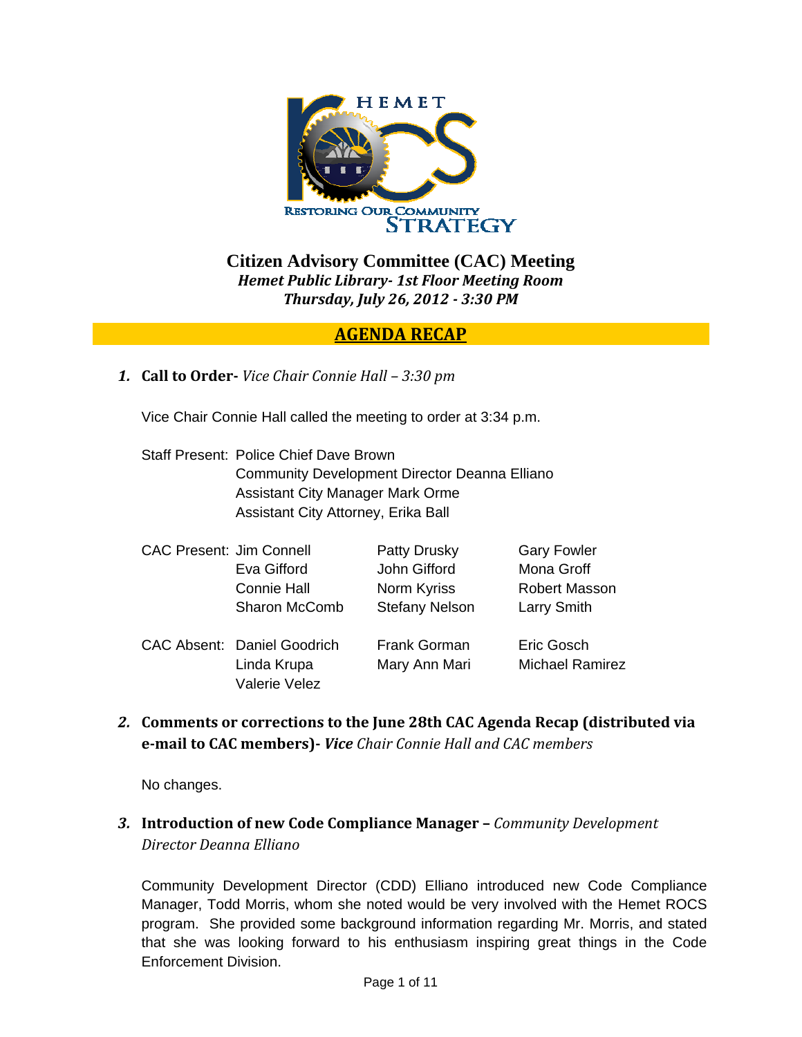# Citizen Advisory Committee (CAC) Meeting

***Hemet Public Library- 1st Floor Meeting Room***

***Thursday, July 26, 2012 - 3:30 PM***

## AGENDA RECAP

### *1.* Call to Order- *Vice Chair Connie Hall – 3:30 pm*

Vice Chair Connie Hall called the meeting to order at 3:34 p.m.

Staff Present: Police Chief Dave Brown
Community Development Director Deanna Elliano
Assistant City Manager Mark Orme
Assistant City Attorney, Erika Ball

| CAC Present: | | | |
|---|---|---|---|
| | Jim Connell | Patty Drusky | Gary Fowler |
| | Eva Gifford | John Gifford | Mona Groff |
| | Connie Hall | Norm Kyriss | Robert Masson |
| | Sharon McComb | Stefany Nelson | Larry Smith |

| CAC Absent: | | | |
|---|---|---|---|
| | Daniel Goodrich | Frank Gorman | Eric Gosch |
| | Linda Krupa | Mary Ann Mari | Michael Ramirez |
| | Valerie Velez | | |

### *2.* Comments or corrections to the June 28th CAC Agenda Recap (distributed via e-mail to CAC members)- *Vice Chair Connie Hall and CAC members*

No changes.

### *3.* Introduction of new Code Compliance Manager – *Community Development Director Deanna Elliano*

Community Development Director (CDD) Elliano introduced new Code Compliance Manager, Todd Morris, whom she noted would be very involved with the Hemet ROCS program. She provided some background information regarding Mr. Morris, and stated that she was looking forward to his enthusiasm inspiring great things in the Code Enforcement Division.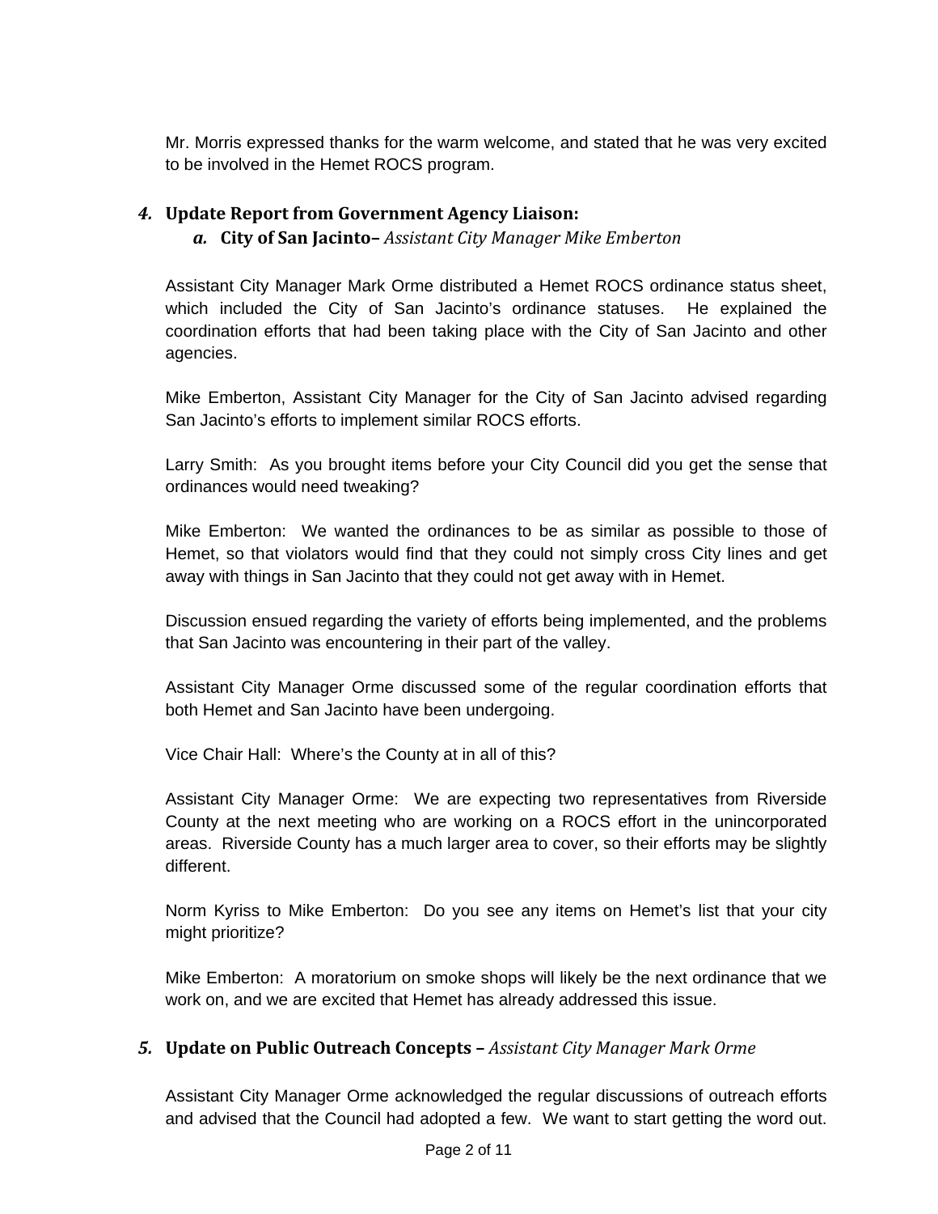Mr. Morris expressed thanks for the warm welcome, and stated that he was very excited to be involved in the Hemet ROCS program.

## 4. Update Report from Government Agency Liaison:

### a. City of San Jacinto– *Assistant City Manager Mike Emberton*

Assistant City Manager Mark Orme distributed a Hemet ROCS ordinance status sheet, which included the City of San Jacinto's ordinance statuses. He explained the coordination efforts that had been taking place with the City of San Jacinto and other agencies.

Mike Emberton, Assistant City Manager for the City of San Jacinto advised regarding San Jacinto's efforts to implement similar ROCS efforts.

Larry Smith: As you brought items before your City Council did you get the sense that ordinances would need tweaking?

Mike Emberton: We wanted the ordinances to be as similar as possible to those of Hemet, so that violators would find that they could not simply cross City lines and get away with things in San Jacinto that they could not get away with in Hemet.

Discussion ensued regarding the variety of efforts being implemented, and the problems that San Jacinto was encountering in their part of the valley.

Assistant City Manager Orme discussed some of the regular coordination efforts that both Hemet and San Jacinto have been undergoing.

Vice Chair Hall: Where's the County at in all of this?

Assistant City Manager Orme: We are expecting two representatives from Riverside County at the next meeting who are working on a ROCS effort in the unincorporated areas. Riverside County has a much larger area to cover, so their efforts may be slightly different.

Norm Kyriss to Mike Emberton: Do you see any items on Hemet's list that your city might prioritize?

Mike Emberton: A moratorium on smoke shops will likely be the next ordinance that we work on, and we are excited that Hemet has already addressed this issue.

## 5. Update on Public Outreach Concepts – *Assistant City Manager Mark Orme*

Assistant City Manager Orme acknowledged the regular discussions of outreach efforts and advised that the Council had adopted a few. We want to start getting the word out.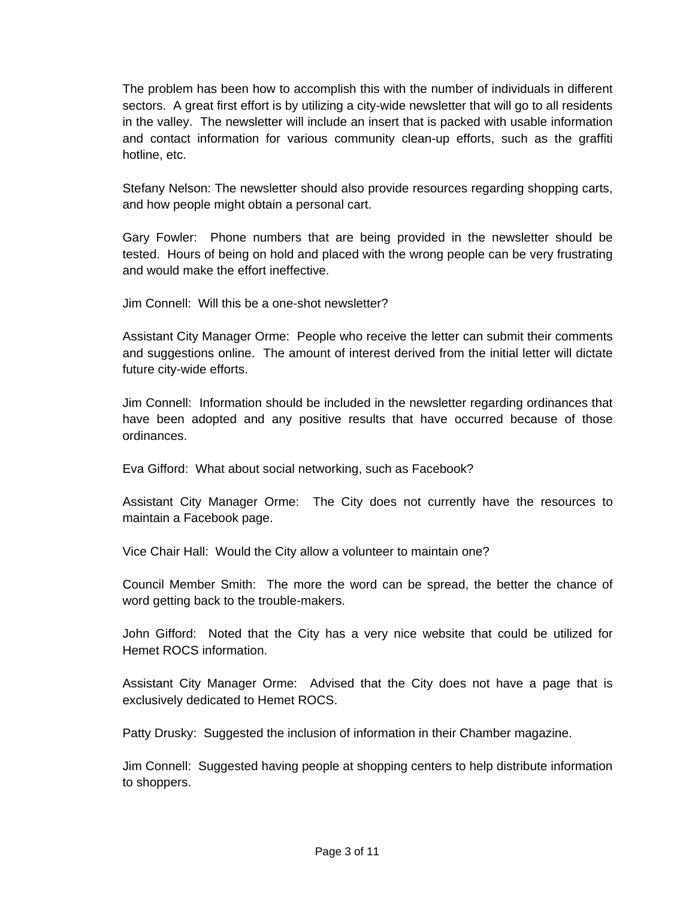The problem has been how to accomplish this with the number of individuals in different sectors. A great first effort is by utilizing a city-wide newsletter that will go to all residents in the valley. The newsletter will include an insert that is packed with usable information and contact information for various community clean-up efforts, such as the graffiti hotline, etc.

Stefany Nelson: The newsletter should also provide resources regarding shopping carts, and how people might obtain a personal cart.

Gary Fowler: Phone numbers that are being provided in the newsletter should be tested. Hours of being on hold and placed with the wrong people can be very frustrating and would make the effort ineffective.

Jim Connell: Will this be a one-shot newsletter?

Assistant City Manager Orme: People who receive the letter can submit their comments and suggestions online. The amount of interest derived from the initial letter will dictate future city-wide efforts.

Jim Connell: Information should be included in the newsletter regarding ordinances that have been adopted and any positive results that have occurred because of those ordinances.

Eva Gifford: What about social networking, such as Facebook?

Assistant City Manager Orme: The City does not currently have the resources to maintain a Facebook page.

Vice Chair Hall: Would the City allow a volunteer to maintain one?

Council Member Smith: The more the word can be spread, the better the chance of word getting back to the trouble-makers.

John Gifford: Noted that the City has a very nice website that could be utilized for Hemet ROCS information.

Assistant City Manager Orme: Advised that the City does not have a page that is exclusively dedicated to Hemet ROCS.

Patty Drusky: Suggested the inclusion of information in their Chamber magazine.

Jim Connell: Suggested having people at shopping centers to help distribute information to shoppers.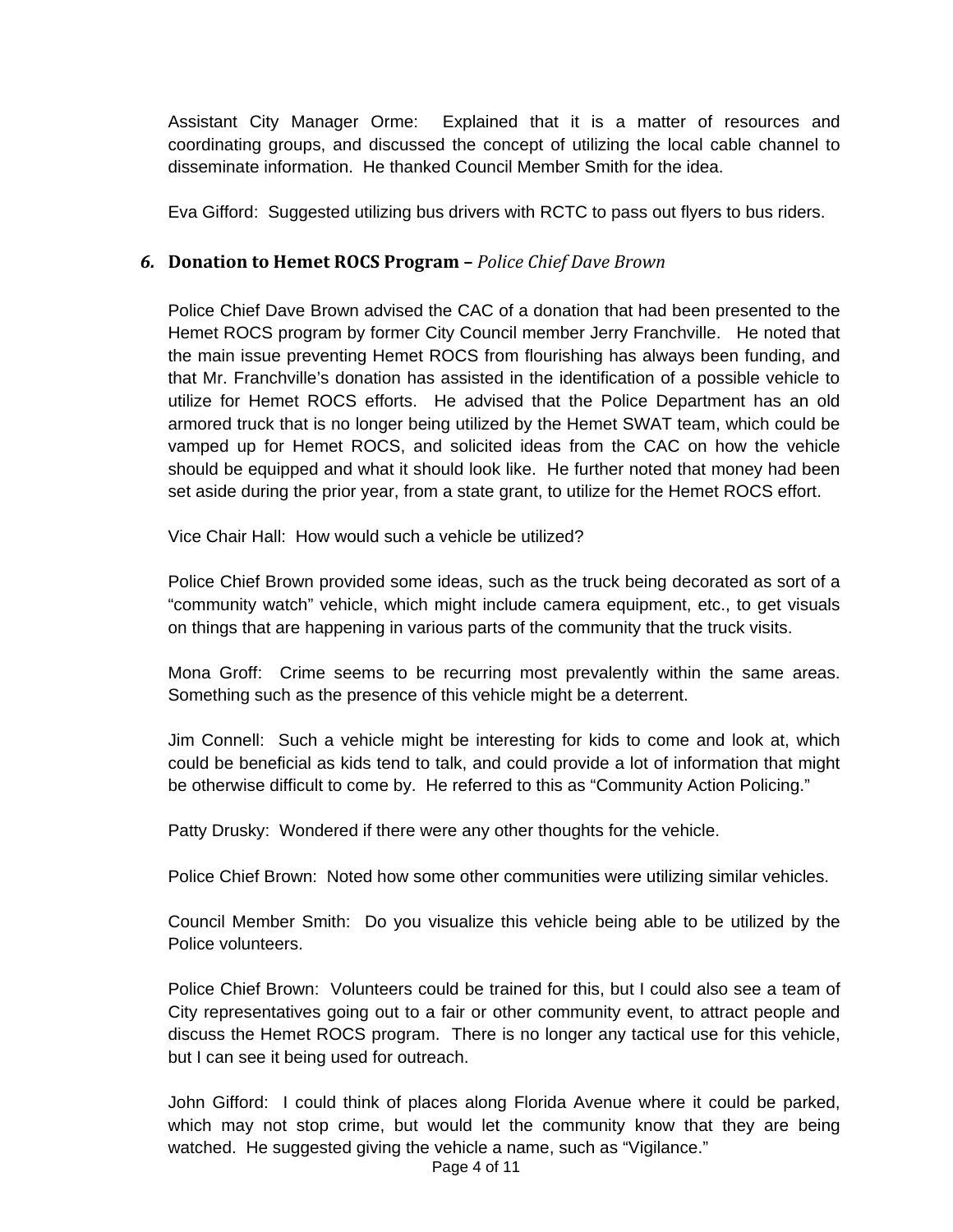Assistant City Manager Orme: Explained that it is a matter of resources and coordinating groups, and discussed the concept of utilizing the local cable channel to disseminate information. He thanked Council Member Smith for the idea.

Eva Gifford: Suggested utilizing bus drivers with RCTC to pass out flyers to bus riders.

### *6.* **Donation to Hemet ROCS Program –** *Police Chief Dave Brown*

Police Chief Dave Brown advised the CAC of a donation that had been presented to the Hemet ROCS program by former City Council member Jerry Franchville. He noted that the main issue preventing Hemet ROCS from flourishing has always been funding, and that Mr. Franchville's donation has assisted in the identification of a possible vehicle to utilize for Hemet ROCS efforts. He advised that the Police Department has an old armored truck that is no longer being utilized by the Hemet SWAT team, which could be vamped up for Hemet ROCS, and solicited ideas from the CAC on how the vehicle should be equipped and what it should look like. He further noted that money had been set aside during the prior year, from a state grant, to utilize for the Hemet ROCS effort.

Vice Chair Hall: How would such a vehicle be utilized?

Police Chief Brown provided some ideas, such as the truck being decorated as sort of a "community watch" vehicle, which might include camera equipment, etc., to get visuals on things that are happening in various parts of the community that the truck visits.

Mona Groff: Crime seems to be recurring most prevalently within the same areas. Something such as the presence of this vehicle might be a deterrent.

Jim Connell: Such a vehicle might be interesting for kids to come and look at, which could be beneficial as kids tend to talk, and could provide a lot of information that might be otherwise difficult to come by. He referred to this as "Community Action Policing."

Patty Drusky: Wondered if there were any other thoughts for the vehicle.

Police Chief Brown: Noted how some other communities were utilizing similar vehicles.

Council Member Smith: Do you visualize this vehicle being able to be utilized by the Police volunteers.

Police Chief Brown: Volunteers could be trained for this, but I could also see a team of City representatives going out to a fair or other community event, to attract people and discuss the Hemet ROCS program. There is no longer any tactical use for this vehicle, but I can see it being used for outreach.

John Gifford: I could think of places along Florida Avenue where it could be parked, which may not stop crime, but would let the community know that they are being watched. He suggested giving the vehicle a name, such as "Vigilance."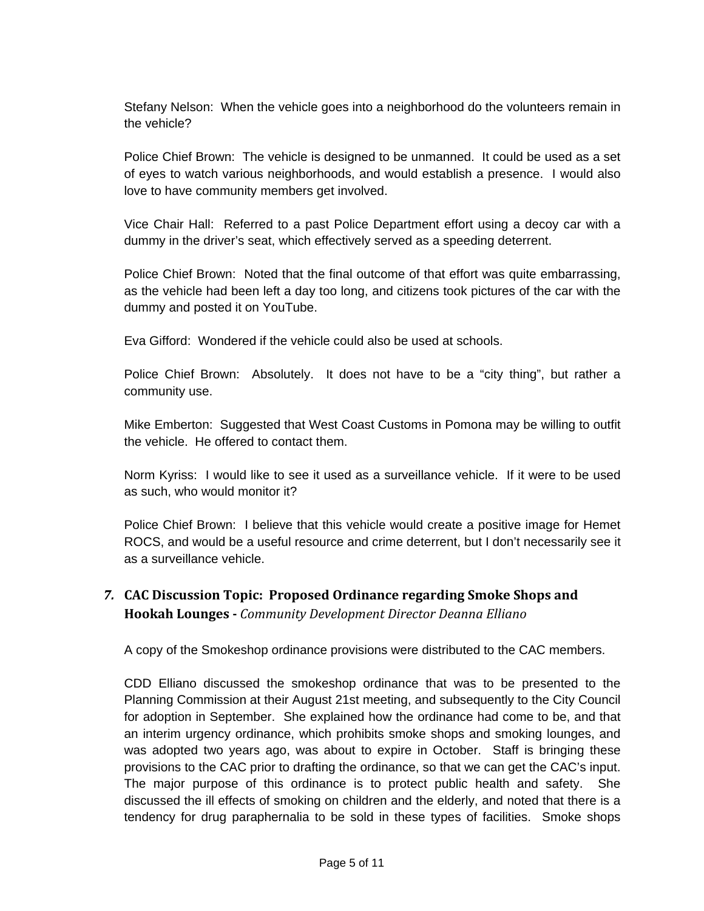Stefany Nelson: When the vehicle goes into a neighborhood do the volunteers remain in the vehicle?

Police Chief Brown: The vehicle is designed to be unmanned. It could be used as a set of eyes to watch various neighborhoods, and would establish a presence. I would also love to have community members get involved.

Vice Chair Hall: Referred to a past Police Department effort using a decoy car with a dummy in the driver's seat, which effectively served as a speeding deterrent.

Police Chief Brown: Noted that the final outcome of that effort was quite embarrassing, as the vehicle had been left a day too long, and citizens took pictures of the car with the dummy and posted it on YouTube.

Eva Gifford: Wondered if the vehicle could also be used at schools.

Police Chief Brown: Absolutely. It does not have to be a "city thing", but rather a community use.

Mike Emberton: Suggested that West Coast Customs in Pomona may be willing to outfit the vehicle. He offered to contact them.

Norm Kyriss: I would like to see it used as a surveillance vehicle. If it were to be used as such, who would monitor it?

Police Chief Brown: I believe that this vehicle would create a positive image for Hemet ROCS, and would be a useful resource and crime deterrent, but I don't necessarily see it as a surveillance vehicle.

### 7. CAC Discussion Topic: Proposed Ordinance regarding Smoke Shops and Hookah Lounges - *Community Development Director Deanna Elliano*

A copy of the Smokeshop ordinance provisions were distributed to the CAC members.

CDD Elliano discussed the smokeshop ordinance that was to be presented to the Planning Commission at their August 21st meeting, and subsequently to the City Council for adoption in September. She explained how the ordinance had come to be, and that an interim urgency ordinance, which prohibits smoke shops and smoking lounges, and was adopted two years ago, was about to expire in October. Staff is bringing these provisions to the CAC prior to drafting the ordinance, so that we can get the CAC's input. The major purpose of this ordinance is to protect public health and safety. She discussed the ill effects of smoking on children and the elderly, and noted that there is a tendency for drug paraphernalia to be sold in these types of facilities. Smoke shops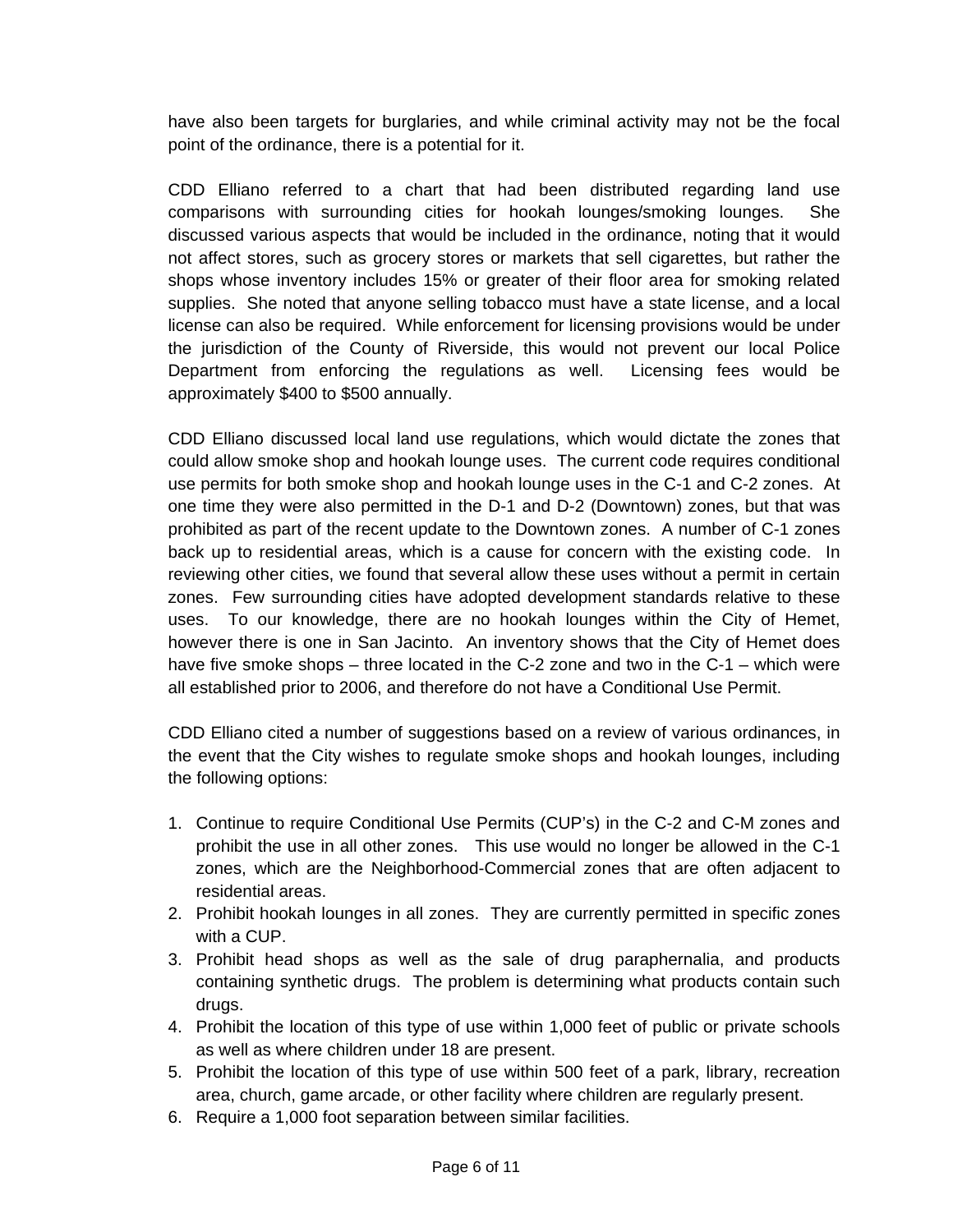have also been targets for burglaries, and while criminal activity may not be the focal point of the ordinance, there is a potential for it.

CDD Elliano referred to a chart that had been distributed regarding land use comparisons with surrounding cities for hookah lounges/smoking lounges. She discussed various aspects that would be included in the ordinance, noting that it would not affect stores, such as grocery stores or markets that sell cigarettes, but rather the shops whose inventory includes 15% or greater of their floor area for smoking related supplies. She noted that anyone selling tobacco must have a state license, and a local license can also be required. While enforcement for licensing provisions would be under the jurisdiction of the County of Riverside, this would not prevent our local Police Department from enforcing the regulations as well. Licensing fees would be approximately $400 to $500 annually.

CDD Elliano discussed local land use regulations, which would dictate the zones that could allow smoke shop and hookah lounge uses. The current code requires conditional use permits for both smoke shop and hookah lounge uses in the C-1 and C-2 zones. At one time they were also permitted in the D-1 and D-2 (Downtown) zones, but that was prohibited as part of the recent update to the Downtown zones. A number of C-1 zones back up to residential areas, which is a cause for concern with the existing code. In reviewing other cities, we found that several allow these uses without a permit in certain zones. Few surrounding cities have adopted development standards relative to these uses. To our knowledge, there are no hookah lounges within the City of Hemet, however there is one in San Jacinto. An inventory shows that the City of Hemet does have five smoke shops – three located in the C-2 zone and two in the C-1 – which were all established prior to 2006, and therefore do not have a Conditional Use Permit.

CDD Elliano cited a number of suggestions based on a review of various ordinances, in the event that the City wishes to regulate smoke shops and hookah lounges, including the following options:

1. Continue to require Conditional Use Permits (CUP's) in the C-2 and C-M zones and prohibit the use in all other zones. This use would no longer be allowed in the C-1 zones, which are the Neighborhood-Commercial zones that are often adjacent to residential areas.
2. Prohibit hookah lounges in all zones. They are currently permitted in specific zones with a CUP.
3. Prohibit head shops as well as the sale of drug paraphernalia, and products containing synthetic drugs. The problem is determining what products contain such drugs.
4. Prohibit the location of this type of use within 1,000 feet of public or private schools as well as where children under 18 are present.
5. Prohibit the location of this type of use within 500 feet of a park, library, recreation area, church, game arcade, or other facility where children are regularly present.
6. Require a 1,000 foot separation between similar facilities.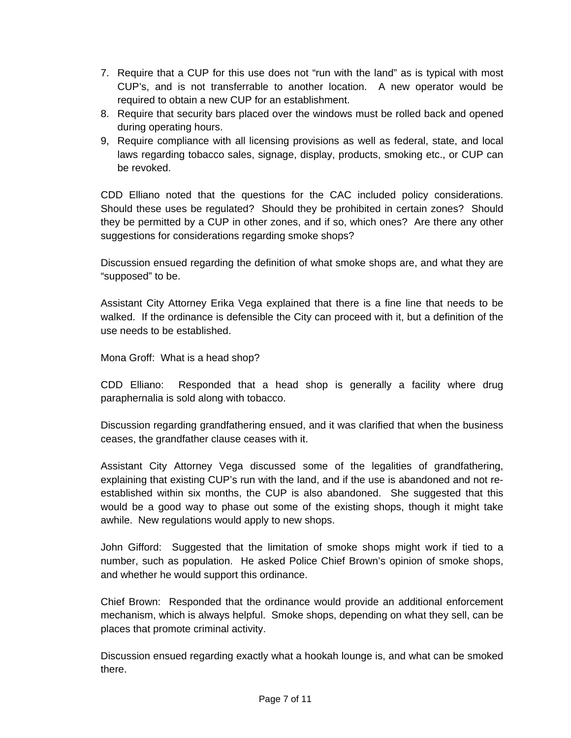7. Require that a CUP for this use does not "run with the land" as is typical with most CUP's, and is not transferrable to another location. A new operator would be required to obtain a new CUP for an establishment.
8. Require that security bars placed over the windows must be rolled back and opened during operating hours.
9. Require compliance with all licensing provisions as well as federal, state, and local laws regarding tobacco sales, signage, display, products, smoking etc., or CUP can be revoked.

CDD Elliano noted that the questions for the CAC included policy considerations. Should these uses be regulated? Should they be prohibited in certain zones? Should they be permitted by a CUP in other zones, and if so, which ones? Are there any other suggestions for considerations regarding smoke shops?

Discussion ensued regarding the definition of what smoke shops are, and what they are "supposed" to be.

Assistant City Attorney Erika Vega explained that there is a fine line that needs to be walked. If the ordinance is defensible the City can proceed with it, but a definition of the use needs to be established.

Mona Groff: What is a head shop?

CDD Elliano: Responded that a head shop is generally a facility where drug paraphernalia is sold along with tobacco.

Discussion regarding grandfathering ensued, and it was clarified that when the business ceases, the grandfather clause ceases with it.

Assistant City Attorney Vega discussed some of the legalities of grandfathering, explaining that existing CUP's run with the land, and if the use is abandoned and not re-established within six months, the CUP is also abandoned. She suggested that this would be a good way to phase out some of the existing shops, though it might take awhile. New regulations would apply to new shops.

John Gifford: Suggested that the limitation of smoke shops might work if tied to a number, such as population. He asked Police Chief Brown's opinion of smoke shops, and whether he would support this ordinance.

Chief Brown: Responded that the ordinance would provide an additional enforcement mechanism, which is always helpful. Smoke shops, depending on what they sell, can be places that promote criminal activity.

Discussion ensued regarding exactly what a hookah lounge is, and what can be smoked there.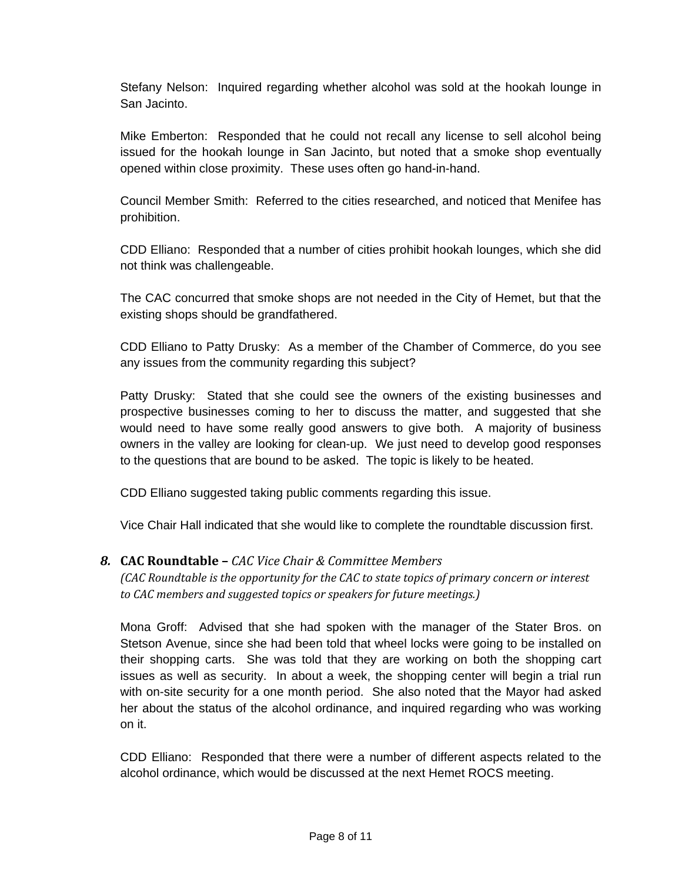Stefany Nelson: Inquired regarding whether alcohol was sold at the hookah lounge in San Jacinto.

Mike Emberton: Responded that he could not recall any license to sell alcohol being issued for the hookah lounge in San Jacinto, but noted that a smoke shop eventually opened within close proximity. These uses often go hand-in-hand.

Council Member Smith: Referred to the cities researched, and noticed that Menifee has prohibition.

CDD Elliano: Responded that a number of cities prohibit hookah lounges, which she did not think was challengeable.

The CAC concurred that smoke shops are not needed in the City of Hemet, but that the existing shops should be grandfathered.

CDD Elliano to Patty Drusky: As a member of the Chamber of Commerce, do you see any issues from the community regarding this subject?

Patty Drusky: Stated that she could see the owners of the existing businesses and prospective businesses coming to her to discuss the matter, and suggested that she would need to have some really good answers to give both. A majority of business owners in the valley are looking for clean-up. We just need to develop good responses to the questions that are bound to be asked. The topic is likely to be heated.

CDD Elliano suggested taking public comments regarding this issue.

Vice Chair Hall indicated that she would like to complete the roundtable discussion first.

### *8.* **CAC Roundtable –** *CAC Vice Chair & Committee Members*

*(CAC Roundtable is the opportunity for the CAC to state topics of primary concern or interest to CAC members and suggested topics or speakers for future meetings.)*

Mona Groff: Advised that she had spoken with the manager of the Stater Bros. on Stetson Avenue, since she had been told that wheel locks were going to be installed on their shopping carts. She was told that they are working on both the shopping cart issues as well as security. In about a week, the shopping center will begin a trial run with on-site security for a one month period. She also noted that the Mayor had asked her about the status of the alcohol ordinance, and inquired regarding who was working on it.

CDD Elliano: Responded that there were a number of different aspects related to the alcohol ordinance, which would be discussed at the next Hemet ROCS meeting.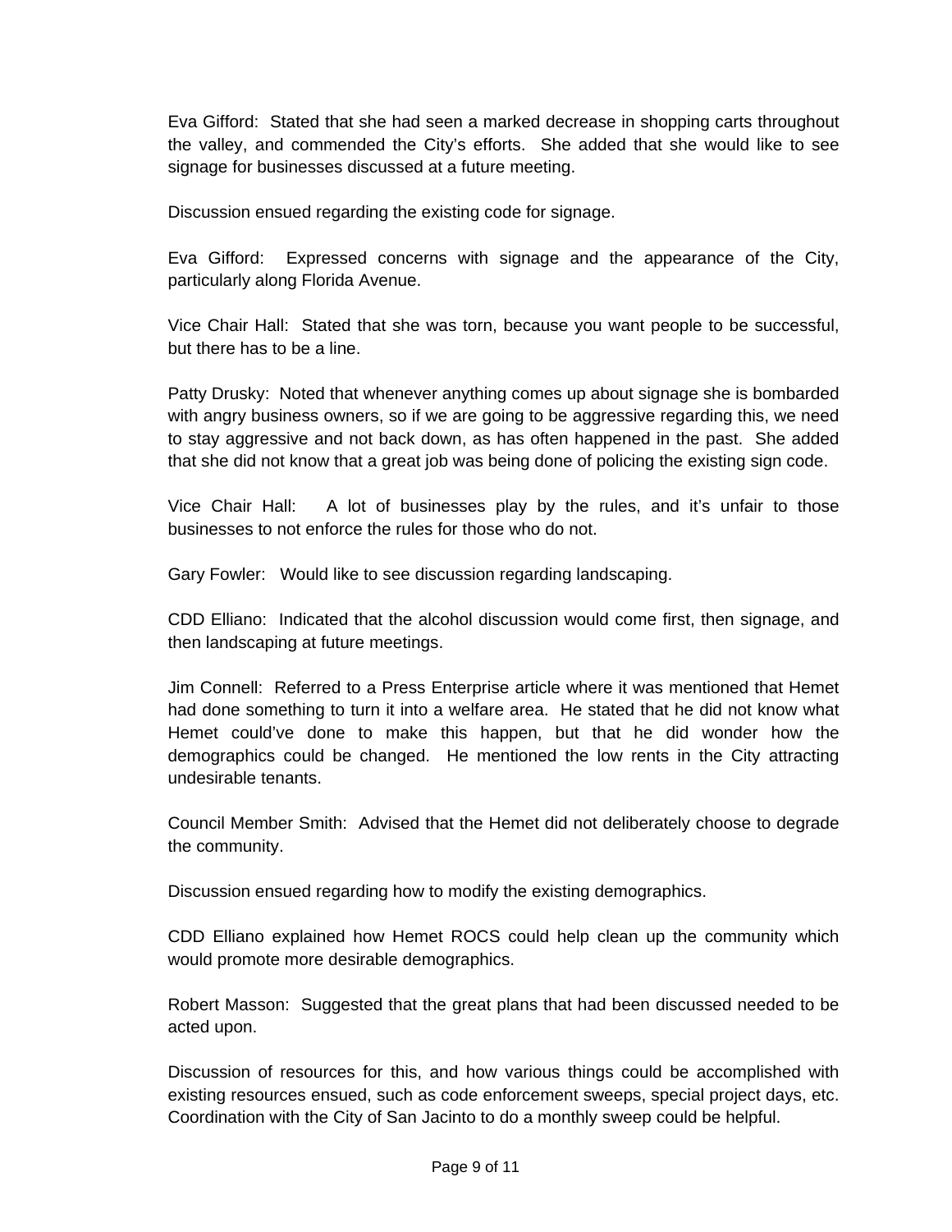Eva Gifford: Stated that she had seen a marked decrease in shopping carts throughout the valley, and commended the City's efforts. She added that she would like to see signage for businesses discussed at a future meeting.

Discussion ensued regarding the existing code for signage.

Eva Gifford: Expressed concerns with signage and the appearance of the City, particularly along Florida Avenue.

Vice Chair Hall: Stated that she was torn, because you want people to be successful, but there has to be a line.

Patty Drusky: Noted that whenever anything comes up about signage she is bombarded with angry business owners, so if we are going to be aggressive regarding this, we need to stay aggressive and not back down, as has often happened in the past. She added that she did not know that a great job was being done of policing the existing sign code.

Vice Chair Hall: A lot of businesses play by the rules, and it's unfair to those businesses to not enforce the rules for those who do not.

Gary Fowler: Would like to see discussion regarding landscaping.

CDD Elliano: Indicated that the alcohol discussion would come first, then signage, and then landscaping at future meetings.

Jim Connell: Referred to a Press Enterprise article where it was mentioned that Hemet had done something to turn it into a welfare area. He stated that he did not know what Hemet could've done to make this happen, but that he did wonder how the demographics could be changed. He mentioned the low rents in the City attracting undesirable tenants.

Council Member Smith: Advised that the Hemet did not deliberately choose to degrade the community.

Discussion ensued regarding how to modify the existing demographics.

CDD Elliano explained how Hemet ROCS could help clean up the community which would promote more desirable demographics.

Robert Masson: Suggested that the great plans that had been discussed needed to be acted upon.

Discussion of resources for this, and how various things could be accomplished with existing resources ensued, such as code enforcement sweeps, special project days, etc. Coordination with the City of San Jacinto to do a monthly sweep could be helpful.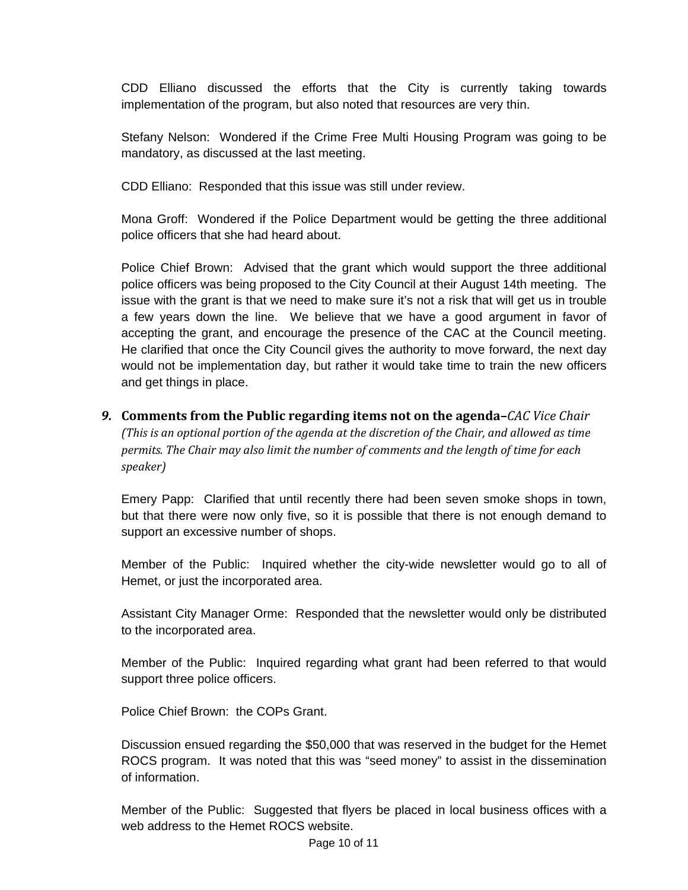CDD Elliano discussed the efforts that the City is currently taking towards implementation of the program, but also noted that resources are very thin.

Stefany Nelson: Wondered if the Crime Free Multi Housing Program was going to be mandatory, as discussed at the last meeting.

CDD Elliano: Responded that this issue was still under review.

Mona Groff: Wondered if the Police Department would be getting the three additional police officers that she had heard about.

Police Chief Brown: Advised that the grant which would support the three additional police officers was being proposed to the City Council at their August 14th meeting. The issue with the grant is that we need to make sure it's not a risk that will get us in trouble a few years down the line. We believe that we have a good argument in favor of accepting the grant, and encourage the presence of the CAC at the Council meeting. He clarified that once the City Council gives the authority to move forward, the next day would not be implementation day, but rather it would take time to train the new officers and get things in place.

**9. Comments from the Public regarding items not on the agenda–***CAC Vice Chair*
*(This is an optional portion of the agenda at the discretion of the Chair, and allowed as time permits. The Chair may also limit the number of comments and the length of time for each speaker)*

Emery Papp: Clarified that until recently there had been seven smoke shops in town, but that there were now only five, so it is possible that there is not enough demand to support an excessive number of shops.

Member of the Public: Inquired whether the city-wide newsletter would go to all of Hemet, or just the incorporated area.

Assistant City Manager Orme: Responded that the newsletter would only be distributed to the incorporated area.

Member of the Public: Inquired regarding what grant had been referred to that would support three police officers.

Police Chief Brown: the COPs Grant.

Discussion ensued regarding the $50,000 that was reserved in the budget for the Hemet ROCS program. It was noted that this was "seed money" to assist in the dissemination of information.

Member of the Public: Suggested that flyers be placed in local business offices with a web address to the Hemet ROCS website.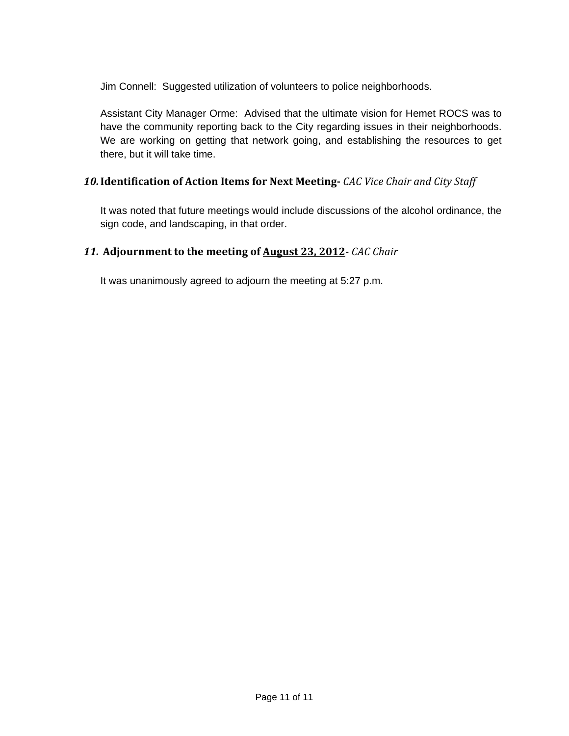Jim Connell: Suggested utilization of volunteers to police neighborhoods.

Assistant City Manager Orme: Advised that the ultimate vision for Hemet ROCS was to have the community reporting back to the City regarding issues in their neighborhoods. We are working on getting that network going, and establishing the resources to get there, but it will take time.

### *10.* **Identification of Action Items for Next Meeting-** *CAC Vice Chair and City Staff*

It was noted that future meetings would include discussions of the alcohol ordinance, the sign code, and landscaping, in that order.

### *11.* **Adjournment to the meeting of <u>August 23, 2012</u>**- *CAC Chair*

It was unanimously agreed to adjourn the meeting at 5:27 p.m.